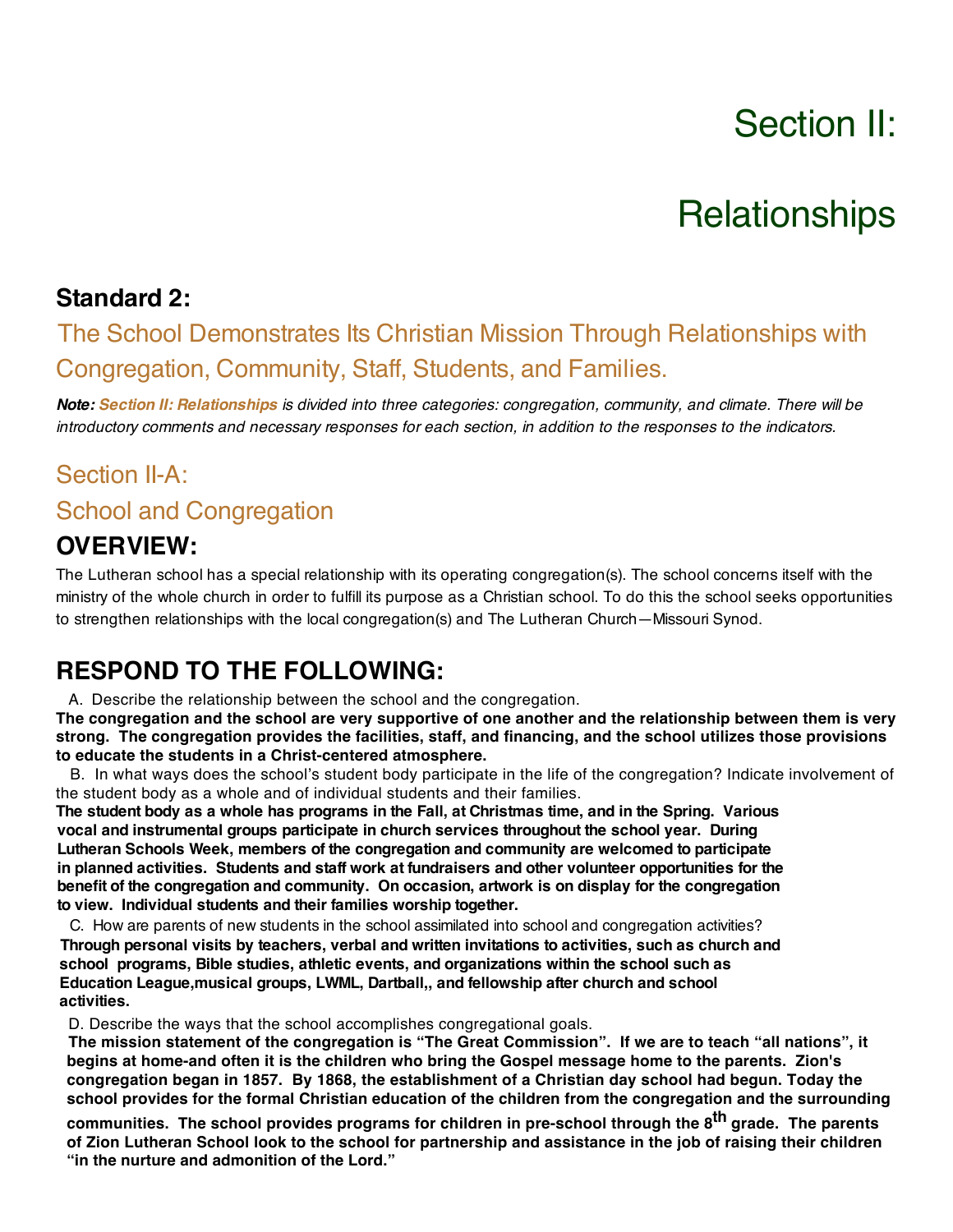# Section II:

# Relationships

## Standard 2:

### The School Demonstrates Its Christian Mission Through Relationships with Congregation, Community, Staff, Students, and Families.

***Note:*** ***Section II: Relationships*** *is divided into three categories: congregation, community, and climate. There will be introductory comments and necessary responses for each section, in addition to the responses to the indicators.*

## Section II-A:

## School and Congregation

## OVERVIEW:

The Lutheran school has a special relationship with its operating congregation(s). The school concerns itself with the ministry of the whole church in order to fulfill its purpose as a Christian school. To do this the school seeks opportunities to strengthen relationships with the local congregation(s) and The Lutheran Church—Missouri Synod.

## RESPOND TO THE FOLLOWING:

A. Describe the relationship between the school and the congregation.

**The congregation and the school are very supportive of one another and the relationship between them is very strong. The congregation provides the facilities, staff, and financing, and the school utilizes those provisions to educate the students in a Christ-centered atmosphere.**

B. In what ways does the school's student body participate in the life of the congregation? Indicate involvement of the student body as a whole and of individual students and their families.

**The student body as a whole has programs in the Fall, at Christmas time, and in the Spring. Various vocal and instrumental groups participate in church services throughout the school year. During Lutheran Schools Week, members of the congregation and community are welcomed to participate in planned activities. Students and staff work at fundraisers and other volunteer opportunities for the benefit of the congregation and community. On occasion, artwork is on display for the congregation to view. Individual students and their families worship together.**

C. How are parents of new students in the school assimilated into school and congregation activities?

**Through personal visits by teachers, verbal and written invitations to activities, such as church and school programs, Bible studies, athletic events, and organizations within the school such as Education League,musical groups, LWML, Dartball,, and fellowship after church and school activities.**

D. Describe the ways that the school accomplishes congregational goals.

**The mission statement of the congregation is "The Great Commission". If we are to teach "all nations", it begins at home-and often it is the children who bring the Gospel message home to the parents. Zion's congregation began in 1857. By 1868, the establishment of a Christian day school had begun. Today the school provides for the formal Christian education of the children from the congregation and the surrounding communities. The school provides programs for children in pre-school through the 8th grade. The parents of Zion Lutheran School look to the school for partnership and assistance in the job of raising their children "in the nurture and admonition of the Lord."**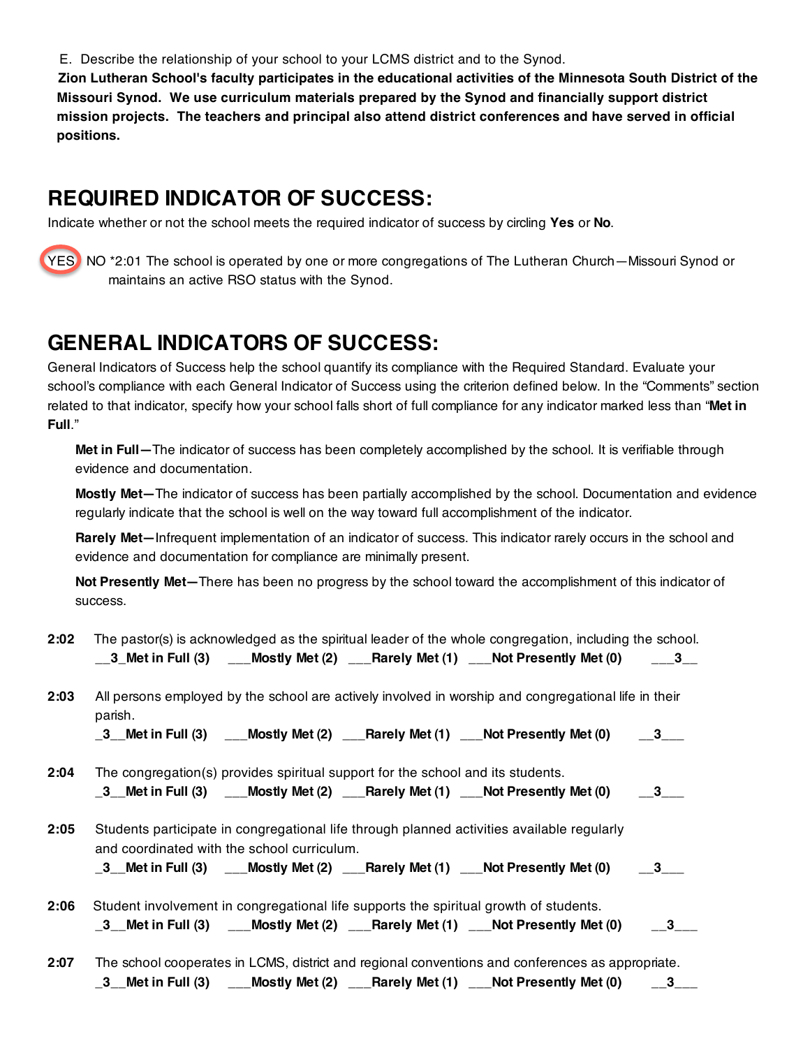E. Describe the relationship of your school to your LCMS district and to the Synod.

**Zion Lutheran School's faculty participates in the educational activities of the Minnesota South District of the Missouri Synod. We use curriculum materials prepared by the Synod and financially support district mission projects. The teachers and principal also attend district conferences and have served in official positions.**

## REQUIRED INDICATOR OF SUCCESS:

Indicate whether or not the school meets the required indicator of success by circling **Yes** or **No**.

(YES) NO *2:01 The school is operated by one or more congregations of The Lutheran Church—Missouri Synod or maintains an active RSO status with the Synod.

## GENERAL INDICATORS OF SUCCESS:

General Indicators of Success help the school quantify its compliance with the Required Standard. Evaluate your school's compliance with each General Indicator of Success using the criterion defined below. In the "Comments" section related to that indicator, specify how your school falls short of full compliance for any indicator marked less than "**Met in Full**."

**Met in Full—**The indicator of success has been completely accomplished by the school. It is verifiable through evidence and documentation.

**Mostly Met—**The indicator of success has been partially accomplished by the school. Documentation and evidence regularly indicate that the school is well on the way toward full accomplishment of the indicator.

**Rarely Met—**Infrequent implementation of an indicator of success. This indicator rarely occurs in the school and evidence and documentation for compliance are minimally present.

**Not Presently Met—**There has been no progress by the school toward the accomplishment of this indicator of success.

**2:02** The pastor(s) is acknowledged as the spiritual leader of the whole congregation, including the school.
**__3_Met in Full (3)   ___Mostly Met (2)   ___Rarely Met (1)   ___Not Presently Met (0)   ___3__**

**2:03** All persons employed by the school are actively involved in worship and congregational life in their parish.
**_3__Met in Full (3)   ___Mostly Met (2)   ___Rarely Met (1)   ___Not Presently Met (0)   __3___**

**2:04** The congregation(s) provides spiritual support for the school and its students.
**_3__Met in Full (3)   ___Mostly Met (2)   ___Rarely Met (1)   ___Not Presently Met (0)   __3___**

**2:05** Students participate in congregational life through planned activities available regularly and coordinated with the school curriculum.
**_3__Met in Full (3)   ___Mostly Met (2)   ___Rarely Met (1)   ___Not Presently Met (0)   __3___**

**2:06** Student involvement in congregational life supports the spiritual growth of students.
**_3__Met in Full (3)   ___Mostly Met (2)   ___Rarely Met (1)   ___Not Presently Met (0)   __3___**

**2:07** The school cooperates in LCMS, district and regional conventions and conferences as appropriate.
**_3__Met in Full (3)   ___Mostly Met (2)   ___Rarely Met (1)   ___Not Presently Met (0)   __3___**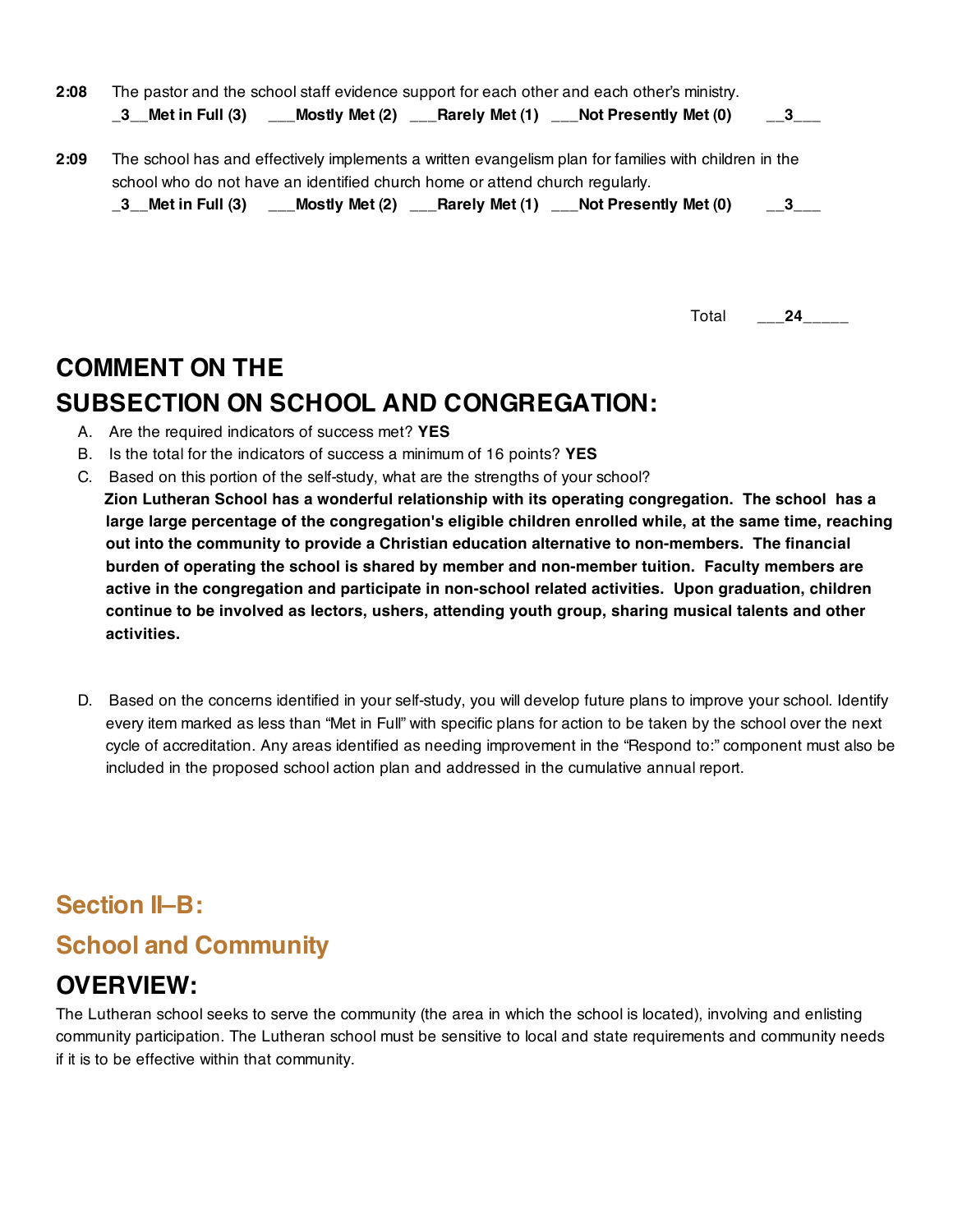**2:08** The pastor and the school staff evidence support for each other and each other's ministry.
**_3__Met in Full (3) ___Mostly Met (2) ___Rarely Met (1) ___Not Presently Met (0) __3___**

**2:09** The school has and effectively implements a written evangelism plan for families with children in the school who do not have an identified church home or attend church regularly.
**_3__Met in Full (3) ___Mostly Met (2) ___Rarely Met (1) ___Not Presently Met (0) __3___**

Total ___**24**_____

## COMMENT ON THE SUBSECTION ON SCHOOL AND CONGREGATION:

A. Are the required indicators of success met? **YES**

B. Is the total for the indicators of success a minimum of 16 points? **YES**

C. Based on this portion of the self-study, what are the strengths of your school?
**Zion Lutheran School has a wonderful relationship with its operating congregation. The school has a large large percentage of the congregation's eligible children enrolled while, at the same time, reaching out into the community to provide a Christian education alternative to non-members. The financial burden of operating the school is shared by member and non-member tuition. Faculty members are active in the congregation and participate in non-school related activities. Upon graduation, children continue to be involved as lectors, ushers, attending youth group, sharing musical talents and other activities.**

D. Based on the concerns identified in your self-study, you will develop future plans to improve your school. Identify every item marked as less than "Met in Full" with specific plans for action to be taken by the school over the next cycle of accreditation. Any areas identified as needing improvement in the "Respond to:" component must also be included in the proposed school action plan and addressed in the cumulative annual report.

## Section II–B:

## School and Community

## OVERVIEW:

The Lutheran school seeks to serve the community (the area in which the school is located), involving and enlisting community participation. The Lutheran school must be sensitive to local and state requirements and community needs if it is to be effective within that community.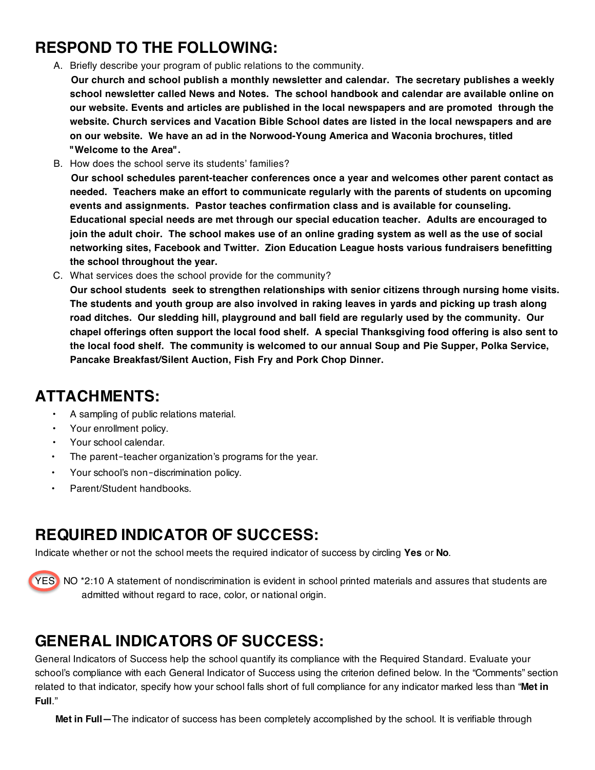## RESPOND TO THE FOLLOWING:

A. Briefly describe your program of public relations to the community.

**Our church and school publish a monthly newsletter and calendar. The secretary publishes a weekly school newsletter called News and Notes. The school handbook and calendar are available online on our website. Events and articles are published in the local newspapers and are promoted through the website. Church services and Vacation Bible School dates are listed in the local newspapers and are on our website. We have an ad in the Norwood-Young America and Waconia brochures, titled "Welcome to the Area".**

B. How does the school serve its students' families?

**Our school schedules parent-teacher conferences once a year and welcomes other parent contact as needed. Teachers make an effort to communicate regularly with the parents of students on upcoming events and assignments. Pastor teaches confirmation class and is available for counseling. Educational special needs are met through our special education teacher. Adults are encouraged to join the adult choir. The school makes use of an online grading system as well as the use of social networking sites, Facebook and Twitter. Zion Education League hosts various fundraisers benefitting the school throughout the year.**

C. What services does the school provide for the community?

**Our school students seek to strengthen relationships with senior citizens through nursing home visits. The students and youth group are also involved in raking leaves in yards and picking up trash along road ditches. Our sledding hill, playground and ball field are regularly used by the community. Our chapel offerings often support the local food shelf. A special Thanksgiving food offering is also sent to the local food shelf. The community is welcomed to our annual Soup and Pie Supper, Polka Service, Pancake Breakfast/Silent Auction, Fish Fry and Pork Chop Dinner.**

## ATTACHMENTS:

- A sampling of public relations material.
- Your enrollment policy.
- Your school calendar.
- The parent-teacher organization's programs for the year.
- Your school's non-discrimination policy.
- Parent/Student handbooks.

## REQUIRED INDICATOR OF SUCCESS:

Indicate whether or not the school meets the required indicator of success by circling **Yes** or **No**.

(YES circled) NO *2:10 A statement of nondiscrimination is evident in school printed materials and assures that students are admitted without regard to race, color, or national origin.

## GENERAL INDICATORS OF SUCCESS:

General Indicators of Success help the school quantify its compliance with the Required Standard. Evaluate your school's compliance with each General Indicator of Success using the criterion defined below. In the "Comments" section related to that indicator, specify how your school falls short of full compliance for any indicator marked less than "**Met in Full**."

**Met in Full**—The indicator of success has been completely accomplished by the school. It is verifiable through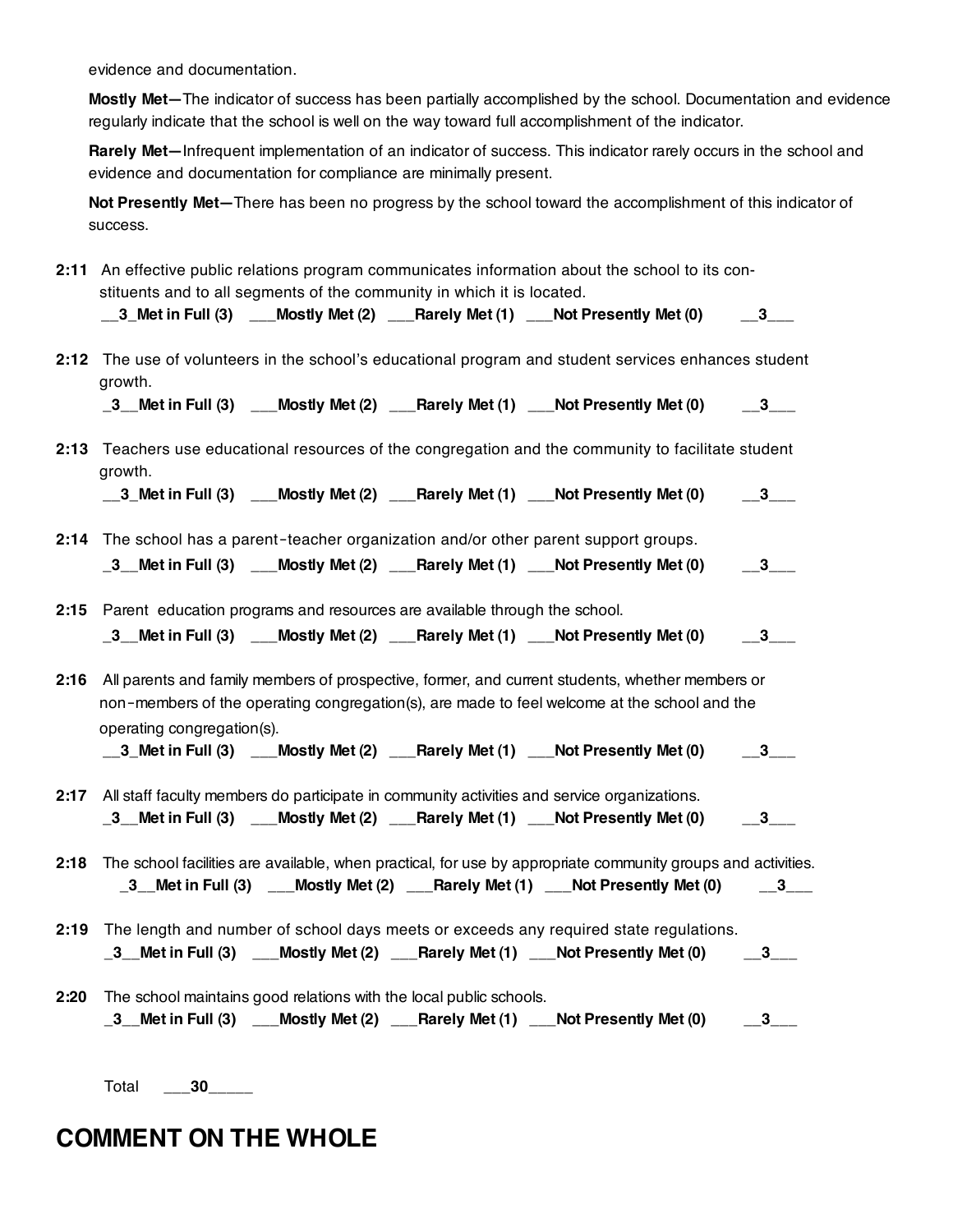evidence and documentation.

**Mostly Met—**The indicator of success has been partially accomplished by the school. Documentation and evidence regularly indicate that the school is well on the way toward full accomplishment of the indicator.

**Rarely Met—**Infrequent implementation of an indicator of success. This indicator rarely occurs in the school and evidence and documentation for compliance are minimally present.

**Not Presently Met—**There has been no progress by the school toward the accomplishment of this indicator of success.

**2:11** An effective public relations program communicates information about the school to its constituents and to all segments of the community in which it is located.

**__3_Met in Full (3) ___Mostly Met (2) ___Rarely Met (1) ___Not Presently Met (0) __3___**

**2:12** The use of volunteers in the school's educational program and student services enhances student growth.

**_3__Met in Full (3) ___Mostly Met (2) ___Rarely Met (1) ___Not Presently Met (0) __3___**

**2:13** Teachers use educational resources of the congregation and the community to facilitate student growth.

**__3_Met in Full (3) ___Mostly Met (2) ___Rarely Met (1) ___Not Presently Met (0) __3___**

**2:14** The school has a parent-teacher organization and/or other parent support groups.

**_3__Met in Full (3) ___Mostly Met (2) ___Rarely Met (1) ___Not Presently Met (0) __3___**

**2:15** Parent education programs and resources are available through the school.

**_3__Met in Full (3) ___Mostly Met (2) ___Rarely Met (1) ___Not Presently Met (0) __3___**

**2:16** All parents and family members of prospective, former, and current students, whether members or non-members of the operating congregation(s), are made to feel welcome at the school and the operating congregation(s).

**__3_Met in Full (3) ___Mostly Met (2) ___Rarely Met (1) ___Not Presently Met (0) __3___**

**2:17** All staff faculty members do participate in community activities and service organizations.

**_3__Met in Full (3) ___Mostly Met (2) ___Rarely Met (1) ___Not Presently Met (0) __3___**

**2:18** The school facilities are available, when practical, for use by appropriate community groups and activities.

**_3__Met in Full (3) ___Mostly Met (2) ___Rarely Met (1) ___Not Presently Met (0) __3___**

**2:19** The length and number of school days meets or exceeds any required state regulations.

**_3__Met in Full (3) ___Mostly Met (2) ___Rarely Met (1) ___Not Presently Met (0) __3___**

**2:20** The school maintains good relations with the local public schools.

**_3__Met in Full (3) ___Mostly Met (2) ___Rarely Met (1) ___Not Presently Met (0) __3___**

Total **___30_____**

## COMMENT ON THE WHOLE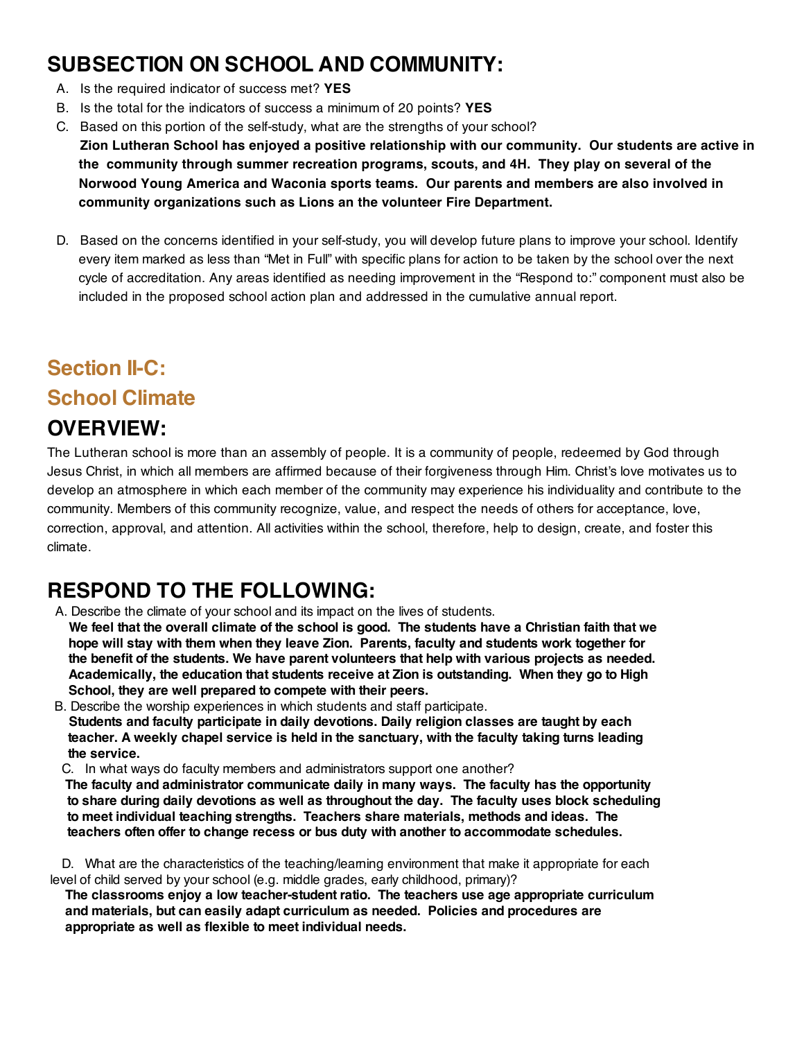# SUBSECTION ON SCHOOL AND COMMUNITY:

A. Is the required indicator of success met? **YES**

B. Is the total for the indicators of success a minimum of 20 points? **YES**

C. Based on this portion of the self-study, what are the strengths of your school?
**Zion Lutheran School has enjoyed a positive relationship with our community. Our students are active in the community through summer recreation programs, scouts, and 4H. They play on several of the Norwood Young America and Waconia sports teams. Our parents and members are also involved in community organizations such as Lions an the volunteer Fire Department.**

D. Based on the concerns identified in your self-study, you will develop future plans to improve your school. Identify every item marked as less than "Met in Full" with specific plans for action to be taken by the school over the next cycle of accreditation. Any areas identified as needing improvement in the "Respond to:" component must also be included in the proposed school action plan and addressed in the cumulative annual report.

## Section II-C:
## School Climate

# OVERVIEW:

The Lutheran school is more than an assembly of people. It is a community of people, redeemed by God through Jesus Christ, in which all members are affirmed because of their forgiveness through Him. Christ's love motivates us to develop an atmosphere in which each member of the community may experience his individuality and contribute to the community. Members of this community recognize, value, and respect the needs of others for acceptance, love, correction, approval, and attention. All activities within the school, therefore, help to design, create, and foster this climate.

# RESPOND TO THE FOLLOWING:

A. Describe the climate of your school and its impact on the lives of students.
**We feel that the overall climate of the school is good. The students have a Christian faith that we hope will stay with them when they leave Zion. Parents, faculty and students work together for the benefit of the students. We have parent volunteers that help with various projects as needed. Academically, the education that students receive at Zion is outstanding. When they go to High School, they are well prepared to compete with their peers.**

B. Describe the worship experiences in which students and staff participate.
**Students and faculty participate in daily devotions. Daily religion classes are taught by each teacher. A weekly chapel service is held in the sanctuary, with the faculty taking turns leading the service.**

C. In what ways do faculty members and administrators support one another?
**The faculty and administrator communicate daily in many ways. The faculty has the opportunity to share during daily devotions as well as throughout the day. The faculty uses block scheduling to meet individual teaching strengths. Teachers share materials, methods and ideas. The teachers often offer to change recess or bus duty with another to accommodate schedules.**

D. What are the characteristics of the teaching/learning environment that make it appropriate for each level of child served by your school (e.g. middle grades, early childhood, primary)?
**The classrooms enjoy a low teacher-student ratio. The teachers use age appropriate curriculum and materials, but can easily adapt curriculum as needed. Policies and procedures are appropriate as well as flexible to meet individual needs.**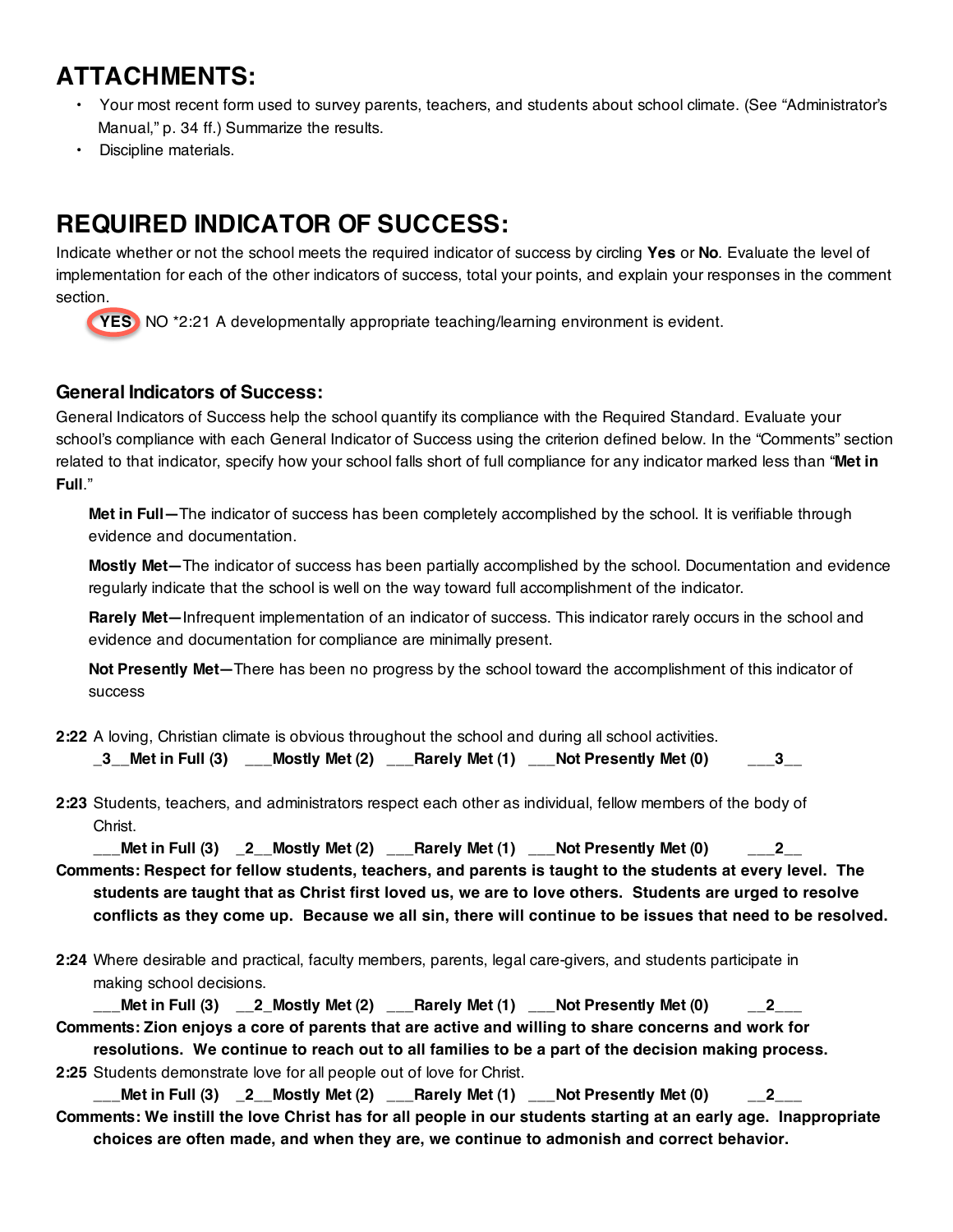## ATTACHMENTS:

- Your most recent form used to survey parents, teachers, and students about school climate. (See "Administrator's Manual," p. 34 ff.) Summarize the results.
- Discipline materials.

## REQUIRED INDICATOR OF SUCCESS:

Indicate whether or not the school meets the required indicator of success by circling **Yes** or **No**. Evaluate the level of implementation for each of the other indicators of success, total your points, and explain your responses in the comment section.

**YES** (circled) NO *2:21 A developmentally appropriate teaching/learning environment is evident.

### General Indicators of Success:

General Indicators of Success help the school quantify its compliance with the Required Standard. Evaluate your school's compliance with each General Indicator of Success using the criterion defined below. In the "Comments" section related to that indicator, specify how your school falls short of full compliance for any indicator marked less than "**Met in Full**."

**Met in Full—**The indicator of success has been completely accomplished by the school. It is verifiable through evidence and documentation.

**Mostly Met—**The indicator of success has been partially accomplished by the school. Documentation and evidence regularly indicate that the school is well on the way toward full accomplishment of the indicator.

**Rarely Met—**Infrequent implementation of an indicator of success. This indicator rarely occurs in the school and evidence and documentation for compliance are minimally present.

**Not Presently Met—**There has been no progress by the school toward the accomplishment of this indicator of success

**2:22** A loving, Christian climate is obvious throughout the school and during all school activities.
**_3__Met in Full (3) ___Mostly Met (2) ___Rarely Met (1) ___Not Presently Met (0) ___3__**

**2:23** Students, teachers, and administrators respect each other as individual, fellow members of the body of Christ.
**___Met in Full (3) _2__Mostly Met (2) ___Rarely Met (1) ___Not Presently Met (0) ___2__**

**Comments: Respect for fellow students, teachers, and parents is taught to the students at every level. The students are taught that as Christ first loved us, we are to love others. Students are urged to resolve conflicts as they come up. Because we all sin, there will continue to be issues that need to be resolved.**

**2:24** Where desirable and practical, faculty members, parents, legal care-givers, and students participate in making school decisions.
**___Met in Full (3) __2_Mostly Met (2) ___Rarely Met (1) ___Not Presently Met (0) __2___**

**Comments: Zion enjoys a core of parents that are active and willing to share concerns and work for resolutions. We continue to reach out to all families to be a part of the decision making process.**

**2:25** Students demonstrate love for all people out of love for Christ.
**___Met in Full (3) _2__Mostly Met (2) ___Rarely Met (1) ___Not Presently Met (0) __2___**

**Comments: We instill the love Christ has for all people in our students starting at an early age. Inappropriate choices are often made, and when they are, we continue to admonish and correct behavior.**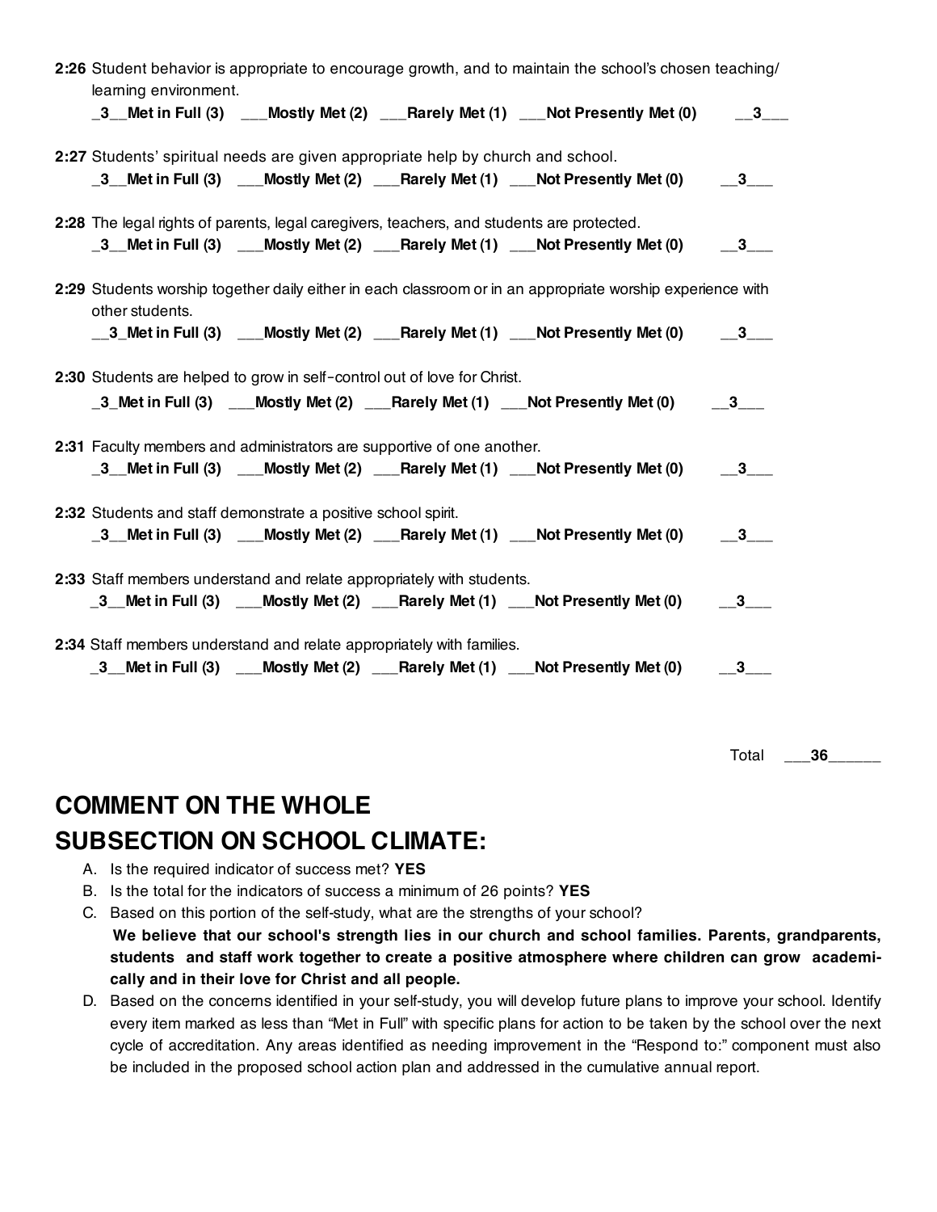**2:26** Student behavior is appropriate to encourage growth, and to maintain the school's chosen teaching/ learning environment.

**_3__Met in Full (3) ___Mostly Met (2) ___Rarely Met (1) ___Not Presently Met (0) __3___**

**2:27** Students' spiritual needs are given appropriate help by church and school.

**_3__Met in Full (3) ___Mostly Met (2) ___Rarely Met (1) ___Not Presently Met (0) __3___**

**2:28** The legal rights of parents, legal caregivers, teachers, and students are protected.

**_3__Met in Full (3) ___Mostly Met (2) ___Rarely Met (1) ___Not Presently Met (0) __3___**

**2:29** Students worship together daily either in each classroom or in an appropriate worship experience with other students.

**__3_Met in Full (3) ___Mostly Met (2) ___Rarely Met (1) ___Not Presently Met (0) __3___**

**2:30** Students are helped to grow in self-control out of love for Christ.

**_3_Met in Full (3) ___Mostly Met (2) ___Rarely Met (1) ___Not Presently Met (0) __3___**

**2:31** Faculty members and administrators are supportive of one another.

**_3__Met in Full (3) ___Mostly Met (2) ___Rarely Met (1) ___Not Presently Met (0) __3___**

**2:32** Students and staff demonstrate a positive school spirit.

**_3__Met in Full (3) ___Mostly Met (2) ___Rarely Met (1) ___Not Presently Met (0) __3___**

**2:33** Staff members understand and relate appropriately with students.

**_3__Met in Full (3) ___Mostly Met (2) ___Rarely Met (1) ___Not Presently Met (0) __3___**

**2:34** Staff members understand and relate appropriately with families.

**_3__Met in Full (3) ___Mostly Met (2) ___Rarely Met (1) ___Not Presently Met (0) __3___**

Total ___**36**______

## COMMENT ON THE WHOLE SUBSECTION ON SCHOOL CLIMATE:

A. Is the required indicator of success met? **YES**
B. Is the total for the indicators of success a minimum of 26 points? **YES**
C. Based on this portion of the self-study, what are the strengths of your school?
   **We believe that our school's strength lies in our church and school families. Parents, grandparents, students and staff work together to create a positive atmosphere where children can grow academically and in their love for Christ and all people.**
D. Based on the concerns identified in your self-study, you will develop future plans to improve your school. Identify every item marked as less than "Met in Full" with specific plans for action to be taken by the school over the next cycle of accreditation. Any areas identified as needing improvement in the "Respond to:" component must also be included in the proposed school action plan and addressed in the cumulative annual report.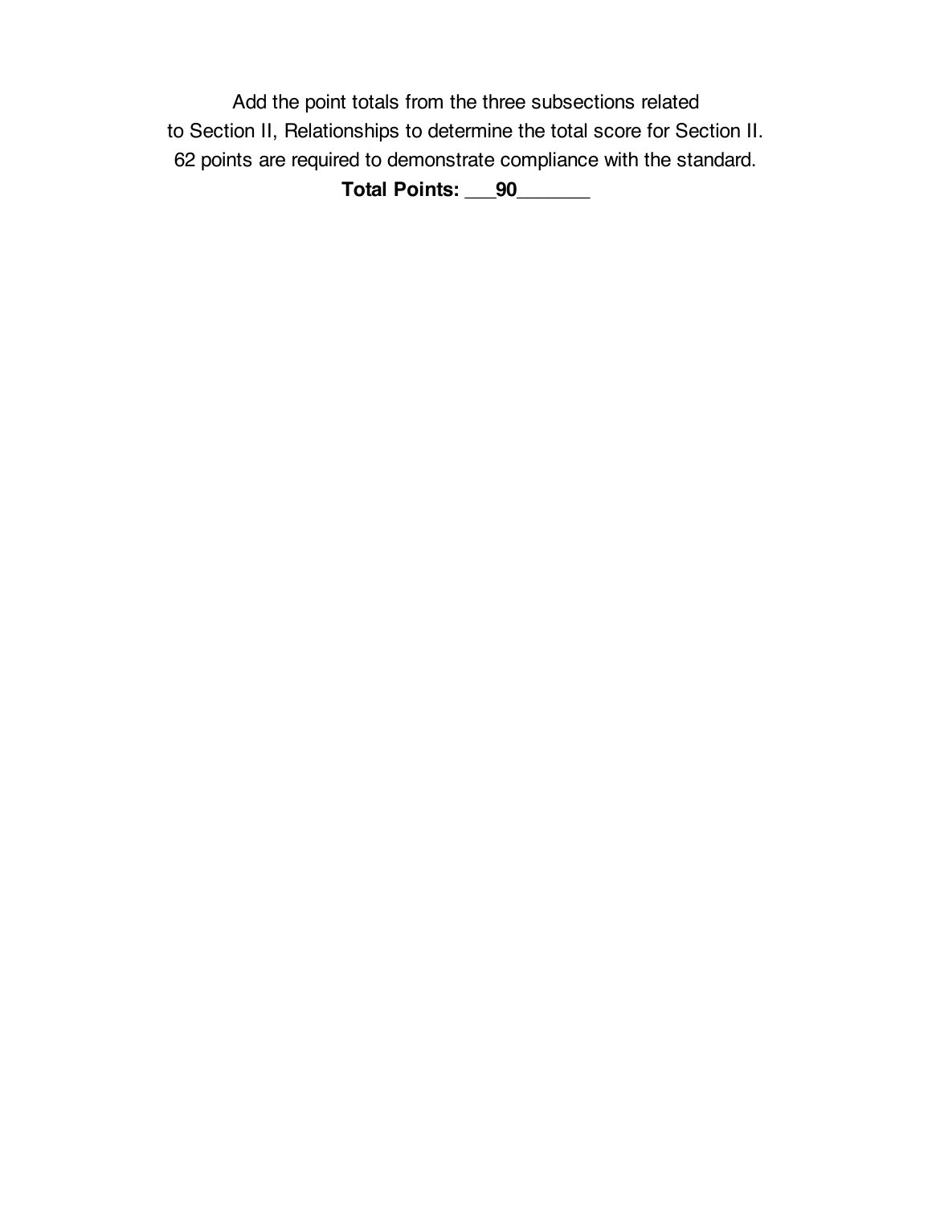Add the point totals from the three subsections related to Section II, Relationships to determine the total score for Section II. 62 points are required to demonstrate compliance with the standard.

**Total Points: ___90_______**